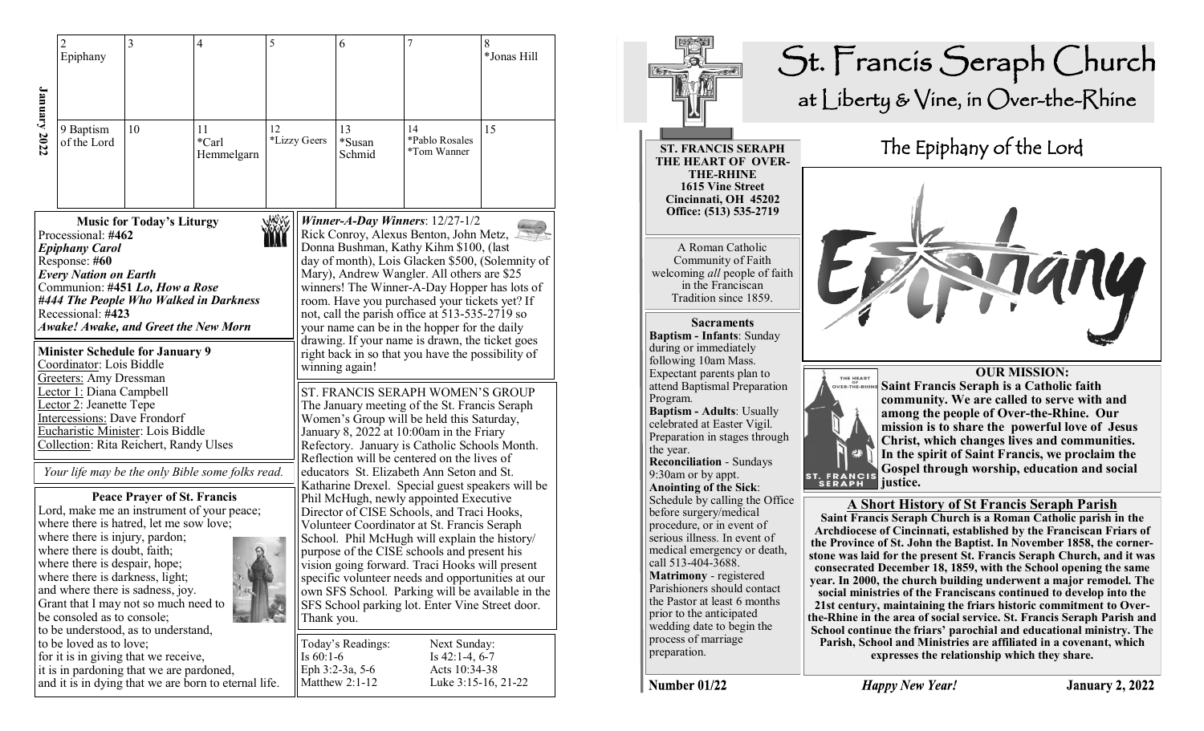## January 2022

| 2 | 3 | 4 | 5 | 6 | 7 | 8 |
|---|---|---|---|---|---|---|
| Epiphany | | | | | | *Jonas Hill |
| **9** Baptism of the Lord | **10** | **11** *Carl Hemmelgarn | **12** *Lizzy Geers | **13** *Susan Schmid | **14** *Pablo Rosales *Tom Wanner | **15** |

### Music for Today's Liturgy

Processional: **#462**
***Epiphany Carol***
Response: **#60**
***Every Nation on Earth***
Communion: **#451 *Lo, How a Rose***
***#444 The People Who Walked in Darkness***
Recessional: **#423**
***Awake! Awake, and Greet the New Morn***

### Minister Schedule for January 9

Coordinator: Lois Biddle
Greeters: Amy Dressman
Lector 1: Diana Campbell
Lector 2: Jeanette Tepe
Intercessions: Dave Frondorf
Eucharistic Minister: Lois Biddle
Collection: Rita Reichert, Randy Ulses

*Your life may be the only Bible some folks read.*

### Peace Prayer of St. Francis

Lord, make me an instrument of your peace;
where there is hatred, let me sow love;
where there is injury, pardon;
where there is doubt, faith;
where there is despair, hope;
where there is darkness, light;
and where there is sadness, joy.
Grant that I may not so much need to be consoled as to console;
to be understood, as to understand,
to be loved as to love;
for it is in giving that we receive,
it is in pardoning that we are pardoned,
and it is in dying that we are born to eternal life.

***Winner-A-Day Winners***: 12/27-1/2
Rick Conroy, Alexus Benton, John Metz, Donna Bushman, Kathy Kihm $100, (last day of month), Lois Glacken $500, (Solemnity of Mary), Andrew Wangler. All others are $25 winners! The Winner-A-Day Hopper has lots of room. Have you purchased your tickets yet? If not, call the parish office at 513-535-2719 so your name can be in the hopper for the daily drawing. If your name is drawn, the ticket goes right back in so that you have the possibility of winning again!

### ST. FRANCIS SERAPH WOMEN'S GROUP

The January meeting of the St. Francis Seraph Women's Group will be held this Saturday, January 8, 2022 at 10:00am in the Friary Refectory. January is Catholic Schools Month. Reflection will be centered on the lives of educators St. Elizabeth Ann Seton and St. Katharine Drexel. Special guest speakers will be Phil McHugh, newly appointed Executive Director of CISE Schools, and Traci Hooks, Volunteer Coordinator at St. Francis Seraph School. Phil McHugh will explain the history/ purpose of the CISE schools and present his vision going forward. Traci Hooks will present specific volunteer needs and opportunities at our own SFS School. Parking will be available in the SFS School parking lot. Enter Vine Street door. Thank you.

| Today's Readings: | Next Sunday: |
|---|---|
| Is 60:1-6 | Is 42:1-4, 6-7 |
| Eph 3:2-3a, 5-6 | Acts 10:34-38 |
| Matthew 2:1-12 | Luke 3:15-16, 21-22 |

# St. Francis Seraph Church
## at Liberty & Vine, in Over-the-Rhine

**ST. FRANCIS SERAPH**
**THE HEART OF OVER-THE-RHINE**
**1615 Vine Street**
**Cincinnati, OH 45202**
**Office: (513) 535-2719**

A Roman Catholic Community of Faith welcoming *all* people of faith in the Franciscan Tradition since 1859.

### Sacraments

**Baptism - Infants**: Sunday during or immediately following 10am Mass. Expectant parents plan to attend Baptismal Preparation Program.
**Baptism - Adults**: Usually celebrated at Easter Vigil. Preparation in stages through the year.
**Reconciliation** - Sundays 9:30am or by appt.
**Anointing of the Sick**: Schedule by calling the Office before surgery/medical procedure, or in event of serious illness. In event of medical emergency or death, call 513-404-3688.
**Matrimony** - registered Parishioners should contact the Pastor at least 6 months prior to the anticipated wedding date to begin the process of marriage preparation.

## The Epiphany of the Lord

Epiphany

### OUR MISSION:

**Saint Francis Seraph is a Catholic faith community. We are called to serve with and among the people of Over-the-Rhine. Our mission is to share the powerful love of Jesus Christ, which changes lives and communities. In the spirit of Saint Francis, we proclaim the Gospel through worship, education and social justice.**

### A Short History of St Francis Seraph Parish

**Saint Francis Seraph Church is a Roman Catholic parish in the Archdiocese of Cincinnati, established by the Franciscan Friars of the Province of St. John the Baptist. In November 1858, the cornerstone was laid for the present St. Francis Seraph Church, and it was consecrated December 18, 1859, with the School opening the same year. In 2000, the church building underwent a major remodel. The social ministries of the Franciscans continued to develop into the 21st century, maintaining the friars historic commitment to Over-the-Rhine in the area of social service. St. Francis Seraph Parish and School continue the friars' parochial and educational ministry. The Parish, School and Ministries are affiliated in a covenant, which expresses the relationship which they share.**

**Number 01/22** ***Happy New Year!*** **January 2, 2022**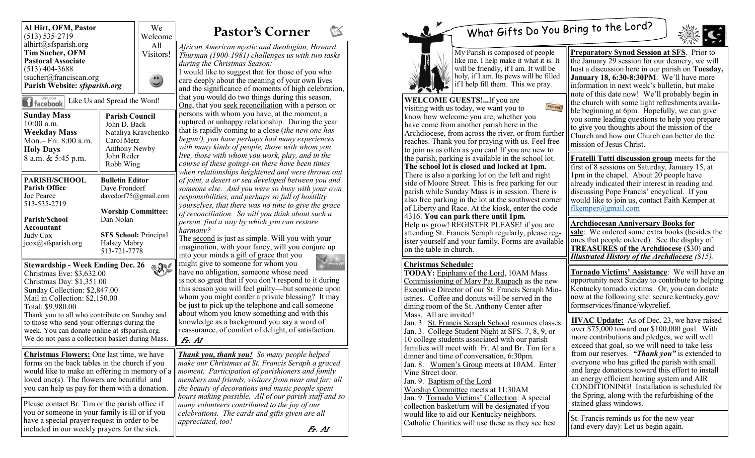**Al Hirt, OFM, Pastor**
(513) 535-2719
alhirt@sfsparish.org
**Tim Sucher, OFM**
**Pastoral Associate**
(513) 404-3688
tsucher@franciscan.org
**Parish Website: *sfsparish.org***

We Welcome All Visitors!

Like Us and Spread the Word!

**Sunday Mass**
10:00 a.m.
**Weekday Mass**
Mon.– Fri. 8:00 a.m.
**Holy Days**
8 a.m. & 5:45 p.m.

**Parish Council**
John D. Back
Nataliya Kravchenko
Carol Metz
Anthony Newby
John Reder
Robb Wing

**PARISH/SCHOOL**
**Parish Office**
Joe Pearce
513-535-2719

**Parish/School Accountant**
Judy Cox
jcox@sfsparish.org

**Bulletin Editor**
Dave Frondorf
davedorf75@gmail.com

**Worship Committee:**
Dan Nolan

**SFS School:** Principal
Halsey Mabry
513-721-7778

**Stewardship - Week Ending Dec. 26**
Christmas Eve: $3,632.00
Christmas Day: $1,351.00
Sunday Collection: $2,847.00
Mail in Collection: $2,150.00
Total: $9,980.00
Thank you to all who contribute on Sunday and to those who send your offerings during the week. You can donate online at sfsparish.org. We do not pass a collection basket during Mass.

**Christmas Flowers:** One last time, we have forms on the back tables in the church if you would like to make an offering in memory of a loved one(s). The flowers are beautiful and you can help us pay for them with a donation.

Please contact Br. Tim or the parish office if you or someone in your family is ill or if you have a special prayer request in order to be included in our weekly prayers for the sick.

# Pastor's Corner

*African American mystic and theologian, Howard Thurman (1900-1981) challenges us with two tasks during the Christmas Season:*

I would like to suggest that for those of you who care deeply about the meaning of your own lives and the significance of moments of high celebration, that you would do two things during this season. One, that you seek reconciliation with a person or persons with whom you have, at the moment, a ruptured or unhappy relationship. During the year that is rapidly coming to a close (*the new one has begun!), you have perhaps had many experiences with many kinds of people, those with whom you live, those with whom you work, play, and in the course of these goings-on there have been times when relationships heightened and were thrown out of joint, a desert or sea developed between you and someone else. And you were so busy with your own responsibilities, and perhaps so full of hostility yourselves, that there was no time to give the grace of reconciliation. So will you think about such a person, find a way by which you can restore harmony?*

The second is just as simple. Will you with your imagination, with your fancy, will you conjure up into your minds a gift of grace that you might give to someone for whom you have no obligation, someone whose need is not so great that if you don't respond to it during this season you will feel guilty—but someone upon whom you might confer a private blessing? It may be just to pick up the telephone and call someone about whom you know something and with this knowledge as a background you say a word of reassurance, of comfort of delight, of satisfaction.

*Fr. Al*

***Thank you, thank you!** So many people helped make our Christmas at St. Francis Seraph a graced moment. Participation of parishioners and family members and friends, visitors from near and far; all the beauty of decorations and music people spent hours making possible. All of our parish staff and so many volunteers contributed to the joy of our celebrations. The cards and gifts given are all appreciated, too!*

*Fr. Al*

# What Gifts Do You Bring to the Lord?

My Parish is composed of people like me. I help make it what it is. It will be friendly, if I am. It will be holy, if I am. Its pews will be filled if I help fill them. This we pray.

**WELCOME GUESTS!...**If you are visiting with us today, we want you to know how welcome you are, whether you have come from another parish here in the Archdiocese, from across the river, or from further reaches. Thank you for praying with us. Feel free to join us as often as you can! If you are new to the parish, parking is available in the school lot. **The school lot is closed and locked at 1pm.** There is also a parking lot on the left and right side of Moore Street. This is free parking for our parish while Sunday Mass is in session. There is also free parking in the lot at the southwest corner of Liberty and Race. At the kiosk, enter the code 4316. **You can park there until 1pm.**

Help us grow! REGISTER PLEASE! if you are attending St. Francis Seraph regularly, please register yourself and your family. Forms are available on the table in church.

**Christmas Schedule:**

**TODAY:** Epiphany of the Lord, 10AM Mass Commissioning of Mary Pat Raupach as the new Executive Director of our St. Francis Seraph Ministries. Coffee and donuts will be served in the dining room of the St. Anthony Center after Mass. All are invited!

Jan. 3. St. Francis Seraph School resumes classes

Jan. 3. College Student Night at SFS. 7, 8, 9, or 10 college students associated with our parish families will meet with Fr. Al and Br. Tim for a dinner and time of conversation, 6:30pm.

Jan. 8. Women's Group meets at 10AM. Enter Vine Street door.

Jan. 9. Baptism of the Lord
Worship Committee meets at 11:30AM

Jan. 9. Tornado Victims' Collection: A special collection basket/urn will be designated if you would like to aid our Kentucky neighbors. Catholic Charities will use these as they see best.

**Preparatory Synod Session at SFS**. Prior to the January 29 session for our deanery, we will host a discussion here in our parish on **Tuesday, January 18, 6:30-8:30PM**. We'll have more information in next week's bulletin, but make note of this date now! We'll probably begin in the church with some light refreshments available beginning at 6pm. Hopefully, we can give you some leading questions to help you prepare to give you thoughts about the mission of the Church and how our Church can better do the mission of Jesus Christ.

**Fratelli Tutti discussion group** meets for the first of 8 sessions on Saturday, January 15, at 1pm in the chapel. About 20 people have already indicated their interest in reading and discussing Pope Francis' encyclical. If you would like to join us, contact Faith Kemper at flkemper@gmail.com

**Archdiocesan Anniversary Books for sale**: We ordered some extra books (besides the ones that people ordered). See the display of **TREASURES of the Archdiocese** ($30) and ***Illustrated History of the Archdiocese** ($15).*

**Tornado Victims' Assistance**: We will have an opportunity next Sunday to contribute to helping Kentucky tornado victims. Or, you can donate now at the following site: secure.kentucky.gov/formservices/finance/wkyrelief.

**HVAC Update:** As of Dec. 23, we have raised over $75,000 toward our $100,000 goal. With more contributions and pledges, we will well exceed that goal, so we will need to take less from our reserves. ***"Thank you"*** is extended to everyone who has gifted the parish with small and large donations toward this effort to install an energy efficient heating system and AIR CONDITIONING! Installation is scheduled for the Spring, along with the refurbishing of the stained glass windows.

St. Francis reminds us for the new year (and every day): Let us begin again.